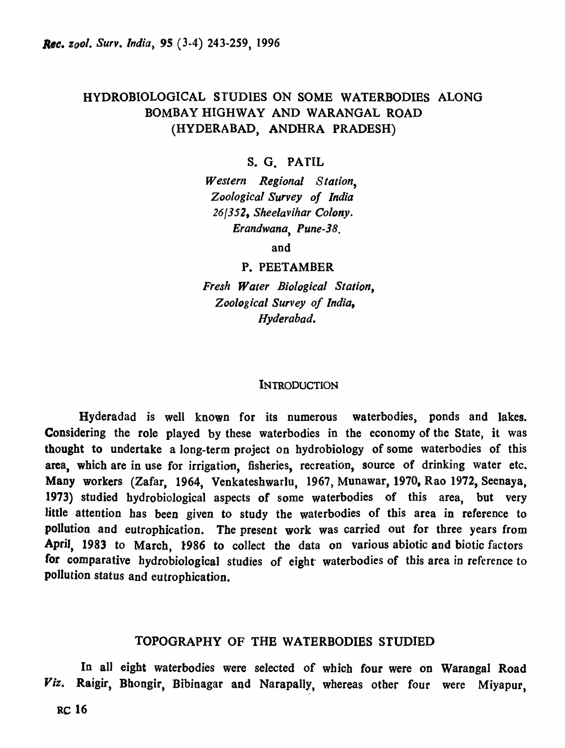# HYDROBIOLOGICAL STUDIES ON SOME WATERBODIES ALONG BOMBAY HIGHWAY AND WARANGAL ROAD (HYDERABAD, ANDHRA PRADESH)

S. G. PATIL

*Western Regional Station, Zoological Survey of India 26/352, Sheelavihar Colony. Erandwana, Pune-38.*

and

P. PEETAMBER

*Fresh Water Biological Station, Zoological Survey of India, Hyderabad.*

## INTRODUCTION

Hyderadad is well known for its numerous waterbodies, ponds and lakes. Considering the role played by these waterbodies in the economy of the State, it was thought to undertake a long-term project on hydrobiology of some waterbodies of this area, which are in use for irrigation, fisheries, recreation, source of drinking water etc. Many workers (Zafar, 1964, Venkateshwarlu, 1967, Munawar, 1970, Rao 1972, Seenaya, 1973) studied hydrobiological aspects of some waterbodies of this area, but very little attention has been given to study the waterbodies of this area in reference to pollution and eutrophication. The present work was carried out for three years from April, 1983 to March, 1986 to collect the data on various abiotic and biotic factors for comparative hydrobiological studies of eight waterbodies of this area in reference to pollution status and eutrophication.

## TOPOGRAPHY OF THE WATERBODIES STUDIED

In all eight waterbodies were selected of which four were on Warangal Road *Viz.* Raigir, Bhongir, Bibinagar and Narapally, whereas other four were Miyapur,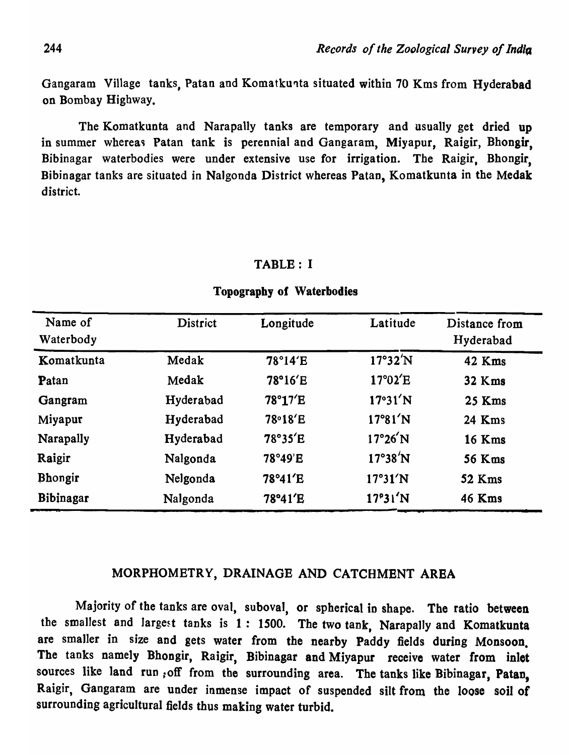Gangaram Village tanks, Patan and Komatkunta situated within 70 Kms from Hyderabad on Bombay Highway.

The Komatkunta and Narapally tanks are temporary and usually get dried up in summer whereas Patan tank is perennial and Gangaram, Miyapur, Raigir, Bhongir, Bibinagar waterbodies were under extensive use for irrigation. The Raigir, Bhongir, Bibinagar tanks are situated in Nalgonda District whereas Patan, Komatkunta in the Medak district.

TABLE : I

**Topography of Waterbodies**

| Name of Waterbody | District | Longitude | Latitude | Distance from Hyderabad |
|---|---|---|---|---|
| Komatkunta | Medak | 78°14′E | 17°32′N | 42 Kms |
| Patan | Medak | 78°16′E | 17°02′E | 32 Kms |
| Gangram | Hyderabad | 78°17′E | 17°31′N | 25 Kms |
| Miyapur | Hyderabad | 78°18′E | 17°81′N | 24 Kms |
| Narapally | Hyderabad | 78°35′E | 17°26′N | 16 Kms |
| Raigir | Nalgonda | 78°49′E | 17°38′N | 56 Kms |
| Bhongir | Nelgonda | 78°41′E | 17°31′N | 52 Kms |
| Bibinagar | Nalgonda | 78°41′E | 17°31′N | 46 Kms |

## MORPHOMETRY, DRAINAGE AND CATCHMENT AREA

Majority of the tanks are oval, suboval, or spherical in shape. The ratio between the smallest and largest tanks is 1 : 1500. The two tank, Narapally and Komatkunta are smaller in size and gets water from the nearby Paddy fields during Monsoon. The tanks namely Bhongir, Raigir, Bibinagar and Miyapur receive water from inlet sources like land run ;off from the surrounding area. The tanks like Bibinagar, Patan, Raigir, Gangaram are under inmense impact of suspended silt from the loose soil of surrounding agricultural fields thus making water turbid.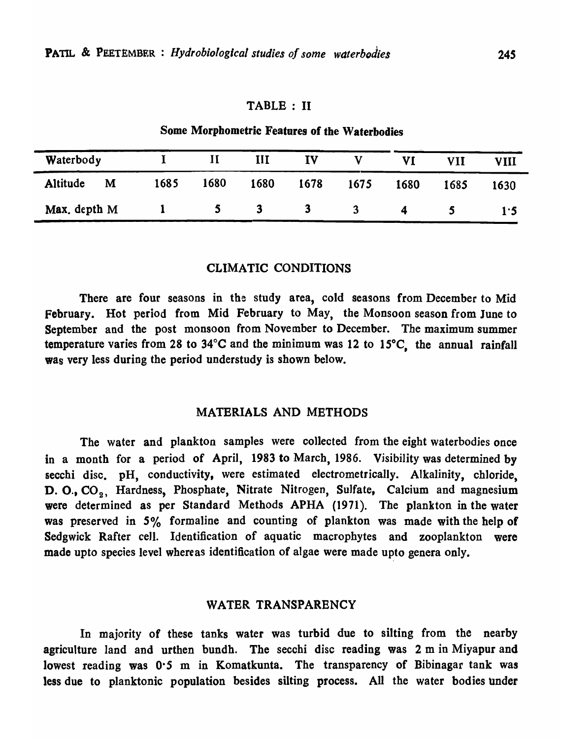TABLE : II

Some Morphometric Features of the Waterbodies

| Waterbody | I | II | III | IV | V | VI | VII | VIII |
|---|---|---|---|---|---|---|---|---|
| Altitude M | 1685 | 1680 | 1680 | 1678 | 1675 | 1680 | 1685 | 1630 |
| Max. depth M | 1 | 5 | 3 | 3 | 3 | 4 | 5 | 1·5 |

## CLIMATIC CONDITIONS

There are four seasons in the study area, cold seasons from December to Mid February. Hot period from Mid February to May, the Monsoon season from June to September and the post monsoon from November to December. The maximum summer temperature varies from 28 to 34°C and the minimum was 12 to 15°C, the annual rainfall was very less during the period understudy is shown below.

## MATERIALS AND METHODS

The water and plankton samples were collected from the eight waterbodies once in a month for a period of April, 1983 to March, 1986. Visibility was determined by secchi disc. pH, conductivity, were estimated electrometrically. Alkalinity, chloride, D. O., $CO_2$, Hardness, Phosphate, Nitrate Nitrogen, Sulfate, Calcium and magnesium were determined as per Standard Methods APHA (1971). The plankton in the water was preserved in 5% formaline and counting of plankton was made with the help of Sedgwick Rafter cell. Identification of aquatic macrophytes and zooplankton were made upto species level whereas identification of algae were made upto genera only.

## WATER TRANSPARENCY

In majority of these tanks water was turbid due to silting from the nearby agriculture land and urthen bundh. The secchi disc reading was 2 m in Miyapur and lowest reading was 0·5 m in Komatkunta. The transparency of Bibinagar tank was less due to planktonic population besides silting process. All the water bodies under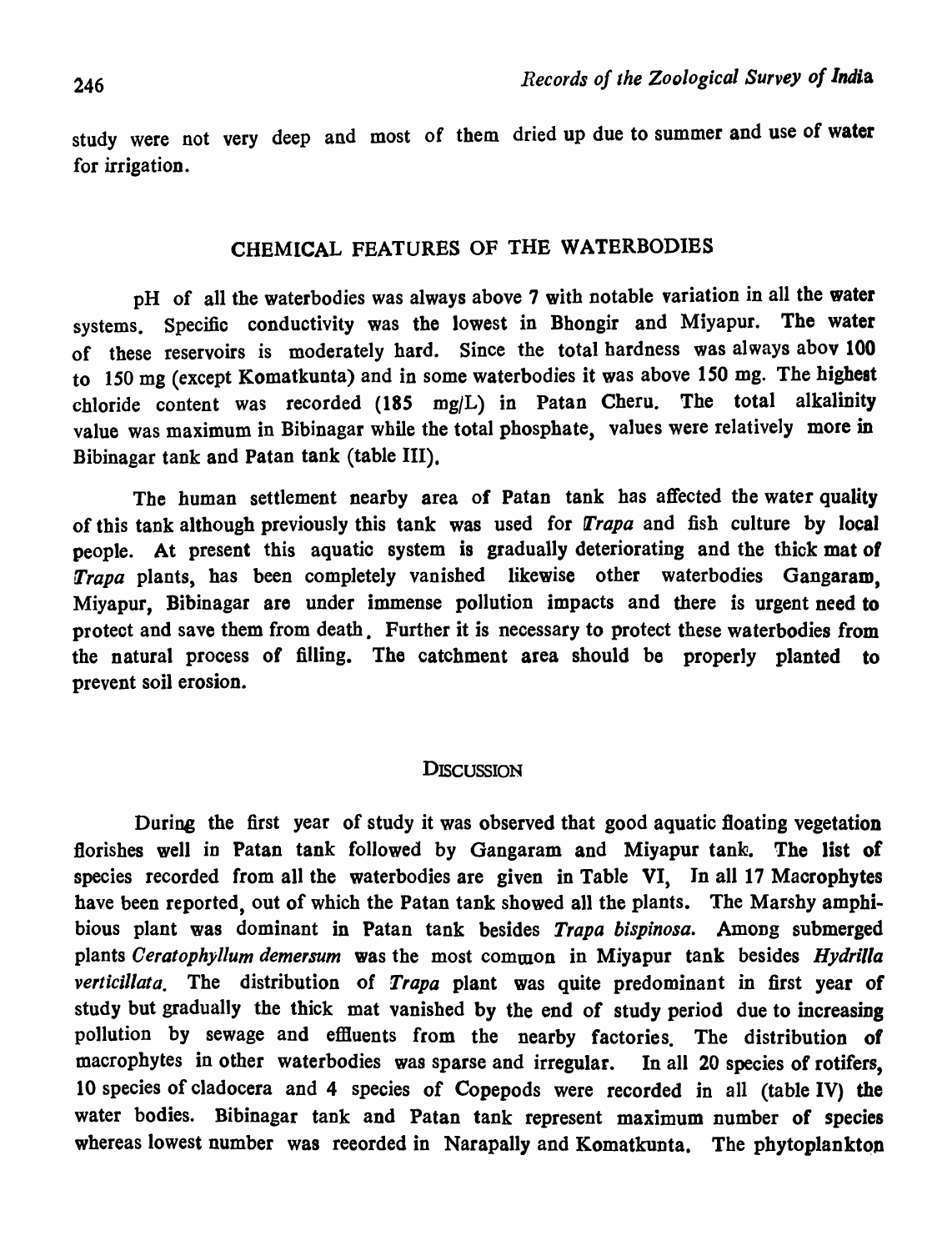study were not very deep and most of them dried up due to summer and use of water for irrigation.

## CHEMICAL FEATURES OF THE WATERBODIES

pH of all the waterbodies was always above 7 with notable variation in all the water systems. Specific conductivity was the lowest in Bhongir and Miyapur. The water of these reservoirs is moderately hard. Since the total hardness was always abov 100 to 150 mg (except Komatkunta) and in some waterbodies it was above 150 mg. The highest chloride content was recorded (185 mg/L) in Patan Cheru. The total alkalinity value was maximum in Bibinagar while the total phosphate, values were relatively more in Bibinagar tank and Patan tank (table III).

The human settlement nearby area of Patan tank has affected the water quality of this tank although previously this tank was used for *Trapa* and fish culture by local people. At present this aquatic system is gradually deteriorating and the thick mat of *Trapa* plants, has been completely vanished likewise other waterbodies Gangaram, Miyapur, Bibinagar are under immense pollution impacts and there is urgent need to protect and save them from death. Further it is necessary to protect these waterbodies from the natural process of filling. The catchment area should be properly planted to prevent soil erosion.

## DISCUSSION

During the first year of study it was observed that good aquatic floating vegetation florishes well in Patan tank followed by Gangaram and Miyapur tank. The list of species recorded from all the waterbodies are given in Table VI, In all 17 Macrophytes have been reported, out of which the Patan tank showed all the plants. The Marshy amphibious plant was dominant in Patan tank besides *Trapa bispinosa*. Among submerged plants *Ceratophyllum demersum* was the most common in Miyapur tank besides *Hydrilla verticillata*. The distribution of *Trapa* plant was quite predominant in first year of study but gradually the thick mat vanished by the end of study period due to increasing pollution by sewage and effluents from the nearby factories. The distribution of macrophytes in other waterbodies was sparse and irregular. In all 20 species of rotifers, 10 species of cladocera and 4 species of Copepods were recorded in all (table IV) the water bodies. Bibinagar tank and Patan tank represent maximum number of species whereas lowest number was reeorded in Narapally and Komatkunta. The phytoplankton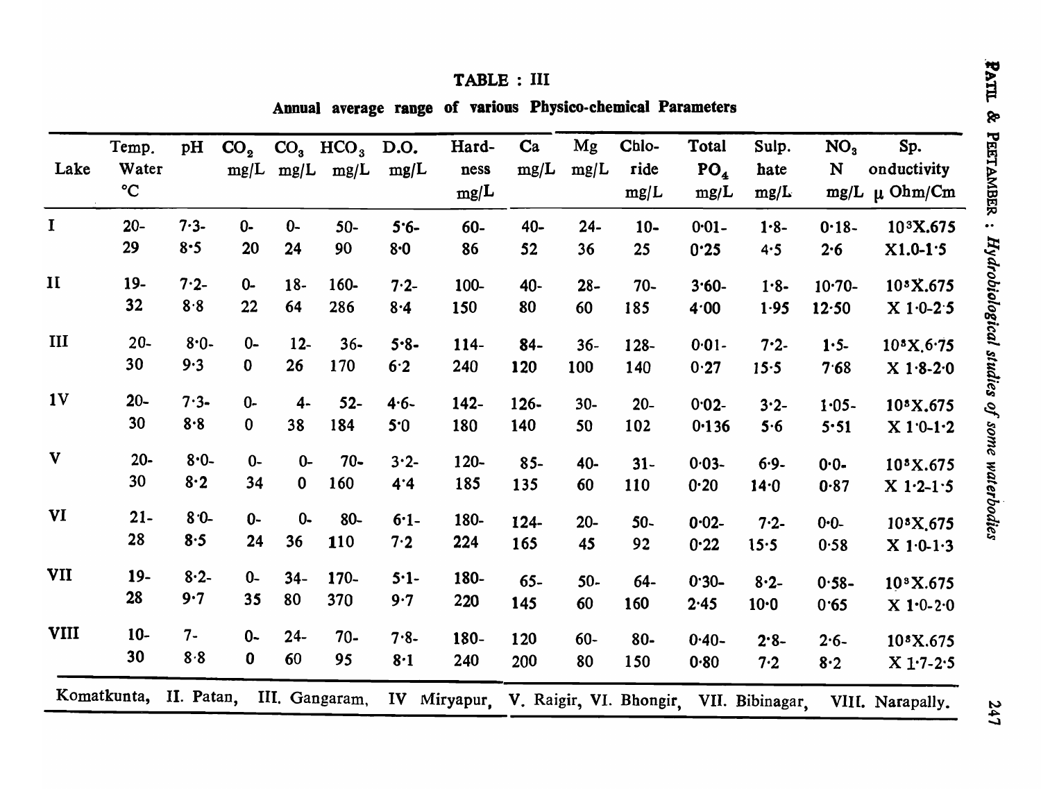**TABLE : III**

**Annual average range of various Physico-chemical Parameters**

| Lake | Temp. Water °C | pH | $CO_2$ mg/L | $CO_3$ mg/L | $HCO_3$ mg/L | D.O. mg/L | Hardness mg/L | Ca mg/L | Mg mg/L | Chloride mg/L | Total $PO_4$ mg/L | Sulphate mg/L | $NO_3$ N mg/L | Sp. onductivity μ Ohm/Cm |
|---|---|---|---|---|---|---|---|---|---|---|---|---|---|---|
| I | 20-29 | 7·3-8·5 | 0-20 | 0-24 | 50-90 | 5·6-8·0 | 60-86 | 40-52 | 24-36 | 10-25 | 0·01-0·25 | 1·8-4·5 | 0·18-2·6 | $10^3$X.675 X1.0-1·5 |
| II | 19-32 | 7·2-8·8 | 0-22 | 18-64 | 160-286 | 7·2-8·4 | 100-150 | 40-80 | 28-60 | 70-185 | 3·60-4·00 | 1·8-1·95 | 10·70-12·50 | $10^3$X.675 X 1·0-2·5 |
| III | 20-30 | 8·0-9·3 | 0-0 | 12-26 | 36-170 | 5·8-6·2 | 114-240 | 84-120 | 36-100 | 128-140 | 0·01-0·27 | 7·2-15·5 | 1·5-7·68 | $10^3$X.6·75 X 1·8-2·0 |
| IV | 20-30 | 7·3-8·8 | 0-0 | 4-38 | 52-184 | 4·6-5·0 | 142-180 | 126-140 | 30-50 | 20-102 | 0·02-0·136 | 3·2-5·6 | 1·05-5·51 | $10^3$X.675 X 1·0-1·2 |
| V | 20-30 | 8·0-8·2 | 0-34 | 0-0 | 70-160 | 3·2-4·4 | 120-185 | 85-135 | 40-60 | 31-110 | 0·03-0·20 | 6·9-14·0 | 0·0-0·87 | $10^3$X.675 X 1·2-1·5 |
| VI | 21-28 | 8·0-8·5 | 0-24 | 0-36 | 80-110 | 6·1-7·2 | 180-224 | 124-165 | 20-45 | 50-92 | 0·02-0·22 | 7·2-15·5 | 0·0-0·58 | $10^3$X.675 X 1·0-1·3 |
| VII | 19-28 | 8·2-9·7 | 0-35 | 34-80 | 170-370 | 5·1-9·7 | 180-220 | 65-145 | 50-60 | 64-160 | 0·30-2·45 | 8·2-10·0 | 0·58-0·65 | $10^3$X.675 X 1·0-2·0 |
| VIII | 10-30 | 7-8·8 | 0-0 | 24-60 | 70-95 | 7·8-8·1 | 180-240 | 120 200 | 60-80 | 80-150 | 0·40-0·80 | 2·8-7·2 | 2·6-8·2 | $10^3$X.675 X 1·7-2·5 |

Komatkunta, II. Patan, III. Gangaram, IV Miryapur, V. Raigir, VI. Bhongir, VII. Bibinagar, VIII. Narapally.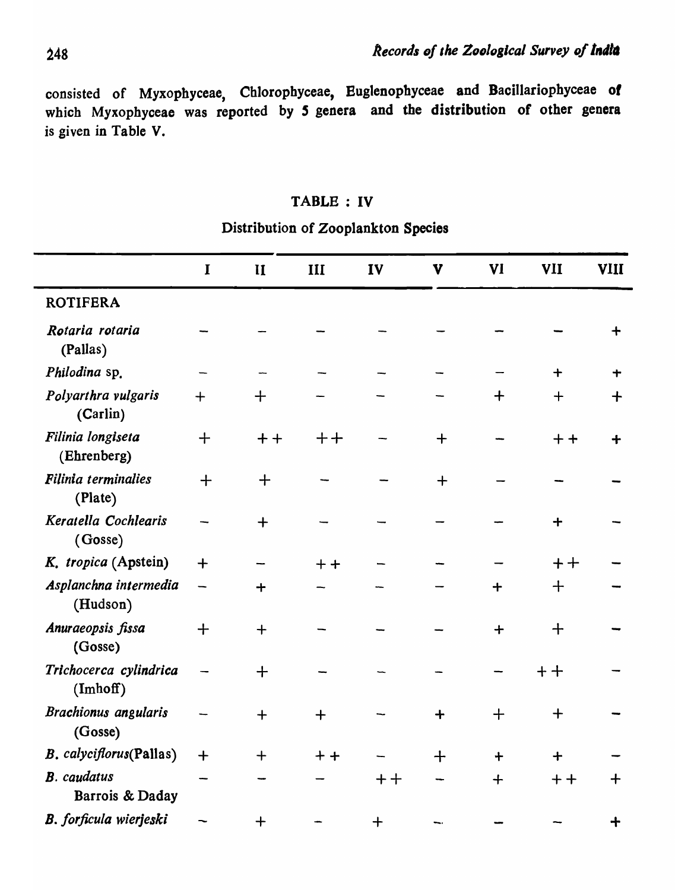consisted of Myxophyceae, Chlorophyceae, Euglenophyceae and Bacillariophyceae of which Myxophyceae was reported by 5 genera and the distribution of other genera is given in Table V.

TABLE : IV

Distribution of Zooplankton Species

| | I | II | III | IV | V | VI | VII | VIII |
|---|---|---|---|---|---|---|---|---|
| ROTIFERA | | | | | | | | |
| *Rotaria rotaria* (Pallas) | – | – | – | – | – | – | – | + |
| *Philodina* sp. | – | – | – | – | – | – | + | + |
| *Polyarthra vulgaris* (Carlin) | + | + | – | – | – | + | + | + |
| *Filinia longiseta* (Ehrenberg) | + | ++ | ++ | – | + | – | ++ | + |
| *Filinia terminalies* (Plate) | + | + | – | – | + | – | – | – |
| *Keratella Cochlearis* (Gosse) | – | + | – | – | – | – | + | – |
| *K. tropica* (Apstein) | + | – | ++ | – | – | – | ++ | – |
| *Asplanchna intermedia* (Hudson) | – | + | – | – | – | + | + | – |
| *Anuraeopsis fissa* (Gosse) | + | + | – | – | – | + | + | – |
| *Trichocerca cylindrica* (Imhoff) | – | + | – | – | – | – | ++ | – |
| *Brachionus angularis* (Gosse) | – | + | + | – | + | + | + | – |
| *B. calyciflorus*(Pallas) | + | + | ++ | – | + | + | + | – |
| *B. caudatus* Barrois & Daday | – | – | – | ++ | – | + | ++ | + |
| *B. forficula wierjeski* | – | + | – | + | – | – | – | + |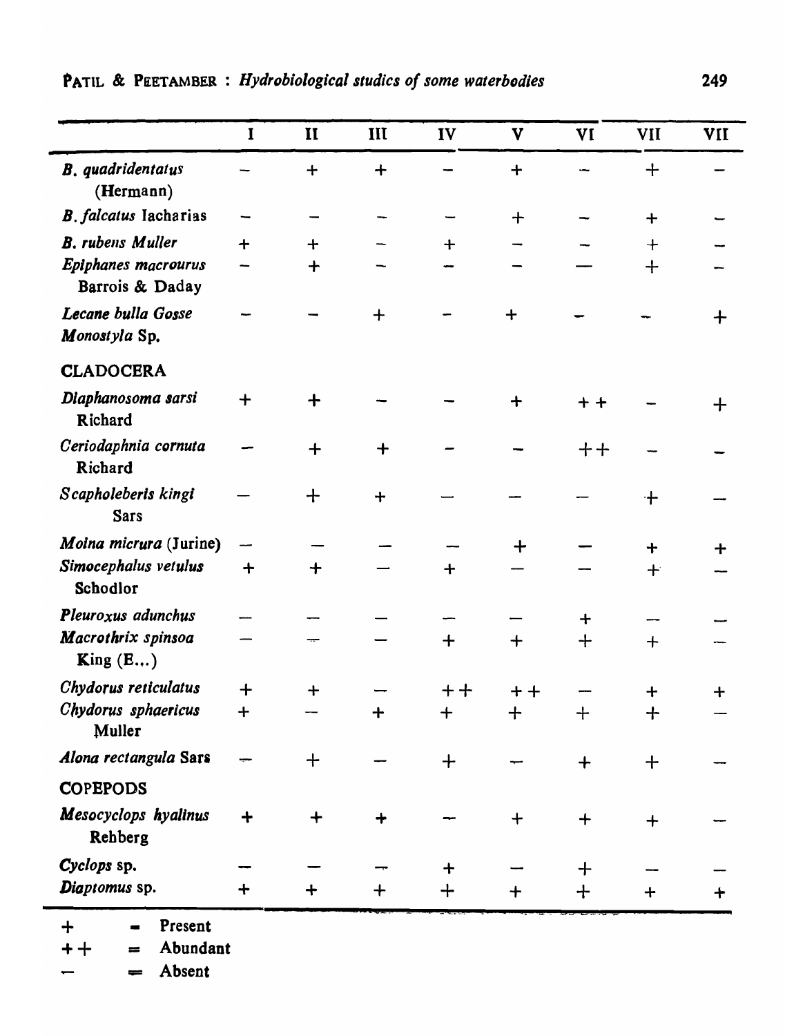| | I | II | III | IV | V | VI | VII | VII |
|---|---|---|---|---|---|---|---|---|
| *B. quadridentatus* (Hermann) | – | + | + | – | + | – | + | – |
| *B. falcatus* Iacharias | – | – | – | – | + | – | + | – |
| *B. rubens Muller* | + | + | – | + | – | – | + | – |
| *Epiphanes macrourus* Barrois & Daday | – | + | – | – | – | – | + | – |
| *Lecane bulla Gosse* | – | – | + | – | + | – | – | + |
| *Monostyla* Sp. | | | | | | | | |
| **CLADOCERA** | | | | | | | | |
| *Diaphanosoma sarsi* Richard | + | + | – | – | + | ++ | – | + |
| *Ceriodaphnia cornuta* Richard | – | + | + | – | – | ++ | – | – |
| *Scapholeberis kingi* Sars | – | + | + | – | – | – | + | – |
| *Moina micrura* (Jurine) | – | – | – | – | + | – | + | + |
| *Simocephalus vetulus* Schodlor | + | + | – | + | – | – | + | – |
| *Pleuroxus adunchus* | – | – | – | – | – | + | – | – |
| *Macrothrix spinsoa* King (E...) | – | – | – | + | + | + | + | – |
| *Chydorus reticulatus* | + | + | – | ++ | ++ | – | + | + |
| *Chydorus sphaericus* Muller | + | – | + | + | + | + | + | – |
| *Alona rectangula* Sars | – | + | – | + | – | + | + | – |
| **COPEPODS** | | | | | | | | |
| *Mesocyclops hyalinus* Rehberg | + | + | + | – | + | + | + | – |
| *Cyclops* sp. | – | – | – | + | – | + | – | – |
| *Diaptomus* sp. | + | + | + | + | + | + | + | + |

\+ = Present
++ = Abundant
– = Absent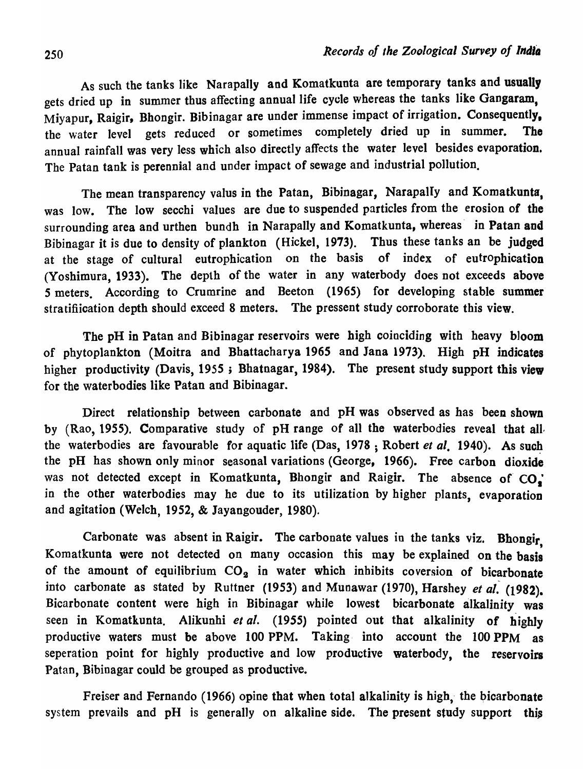As such the tanks like Narapally and Komatkunta are temporary tanks and usually gets dried up in summer thus affecting annual life cycle whereas the tanks like Gangaram, Miyapur, Raigir, Bhongir. Bibinagar are under immense impact of irrigation. Consequently, the water level gets reduced or sometimes completely dried up in summer. The annual rainfall was very less which also directly affects the water level besides evaporation. The Patan tank is perennial and under impact of sewage and industrial pollution.

The mean transparency valus in the Patan, Bibinagar, Narapally and Komatkunta, was low. The low secchi values are due to suspended particles from the erosion of the surrounding area and urthen bundh in Narapally and Komatkunta, whereas in Patan and Bibinagar it is due to density of plankton (Hickel, 1973). Thus these tanks an be judged at the stage of cultural eutrophication on the basis of index of eutrophication (Yoshimura, 1933). The depth of the water in any waterbody does not exceeds above 5 meters. According to Crumrine and Beeton (1965) for developing stable summer stratifiication depth should exceed 8 meters. The pressent study corroborate this view.

The pH in Patan and Bibinagar reservoirs were high coinciding with heavy bloom of phytoplankton (Moitra and Bhattacharya 1965 and Jana 1973). High pH indicates higher productivity (Davis, 1955 ; Bhatnagar, 1984). The present study support this view for the waterbodies like Patan and Bibinagar.

Direct relationship between carbonate and pH was observed as has been shown by (Rao, 1955). Comparative study of pH range of all the waterbodies reveal that all the waterbodies are favourable for aquatic life (Das, 1978 ; Robert *et al.* 1940). As such the pH has shown only minor seasonal variations (George, 1966). Free carbon dioxide was not detected except in Komatkunta, Bhongir and Raigir. The absence of $CO_2$ in the other waterbodies may he due to its utilization by higher plants, evaporation and agitation (Welch, 1952, & Jayangouder, 1980).

Carbonate was absent in Raigir. The carbonate values in the tanks viz. Bhongir, Komatkunta were not detected on many occasion this may be explained on the basis of the amount of equilibrium $CO_2$ in water which inhibits coversion of bicarbonate into carbonate as stated by Ruttner (1953) and Munawar (1970), Harshey *et al.* (1982). Bicarbonate content were high in Bibinagar while lowest bicarbonate alkalinity was seen in Komatkunta. Alikunhi *et al.* (1955) pointed out that alkalinity of highly productive waters must be above 100 PPM. Taking into account the 100 PPM as seperation point for highly productive and low productive waterbody, the reservoirs Patan, Bibinagar could be grouped as productive.

Freiser and Fernando (1966) opine that when total alkalinity is high, the bicarbonate system prevails and pH is generally on alkaline side. The present study support this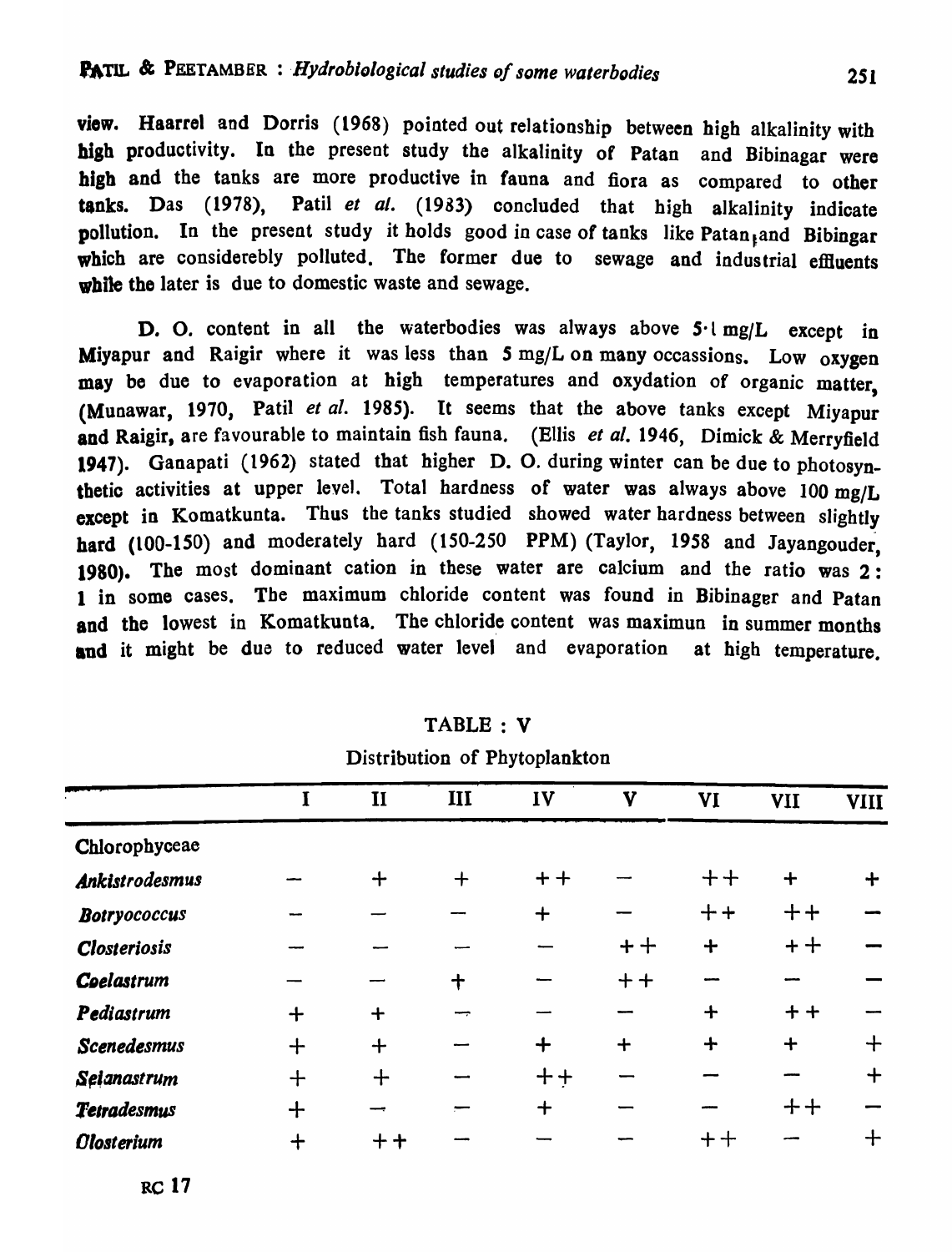view. Haarrel and Dorris (1968) pointed out relationship between high alkalinity with high productivity. In the present study the alkalinity of Patan and Bibinagar were high and the tanks are more productive in fauna and flora as compared to other tanks. Das (1978), Patil *et al.* (1983) concluded that high alkalinity indicate pollution. In the present study it holds good in case of tanks like Patan and Bibingar which are considerebly polluted. The former due to sewage and industrial effluents while the later is due to domestic waste and sewage.

D. O. content in all the waterbodies was always above 5·1 mg/L except in Miyapur and Raigir where it was less than 5 mg/L on many occassions. Low oxygen may be due to evaporation at high temperatures and oxydation of organic matter, (Munawar, 1970, Patil *et al.* 1985). It seems that the above tanks except Miyapur and Raigir, are favourable to maintain fish fauna. (Ellis *et al.* 1946, Dimick & Merryfield 1947). Ganapati (1962) stated that higher D. O. during winter can be due to photosynthetic activities at upper level. Total hardness of water was always above 100 mg/L except in Komatkunta. Thus the tanks studied showed water hardness between slightly hard (100-150) and moderately hard (150-250 PPM) (Taylor, 1958 and Jayangouder, 1980). The most dominant cation in these water are calcium and the ratio was 2 : 1 in some cases. The maximum chloride content was found in Bibinager and Patan and the lowest in Komatkunta. The chloride content was maximun in summer months and it might be due to reduced water level and evaporation at high temperature.

TABLE : V

Distribution of Phytoplankton

| | I | II | III | IV | V | VI | VII | VIII |
|---|---|---|---|---|---|---|---|---|
| Chlorophyceae | | | | | | | | |
| *Ankistrodesmus* | — | + | + | ++ | — | ++ | + | + |
| *Botryococcus* | — | — | — | + | — | ++ | ++ | — |
| *Closteriosis* | — | — | — | — | ++ | + | ++ | — |
| *Coelastrum* | — | — | + | — | ++ | — | — | — |
| *Pediastrum* | + | + | — | — | — | + | ++ | — |
| *Scenedesmus* | + | + | — | + | + | + | + | + |
| *Selanastrum* | + | + | — | ++ | — | — | — | + |
| *Tetradesmus* | + | — | — | + | — | — | ++ | — |
| *Olosterium* | + | ++ | — | — | — | ++ | — | + |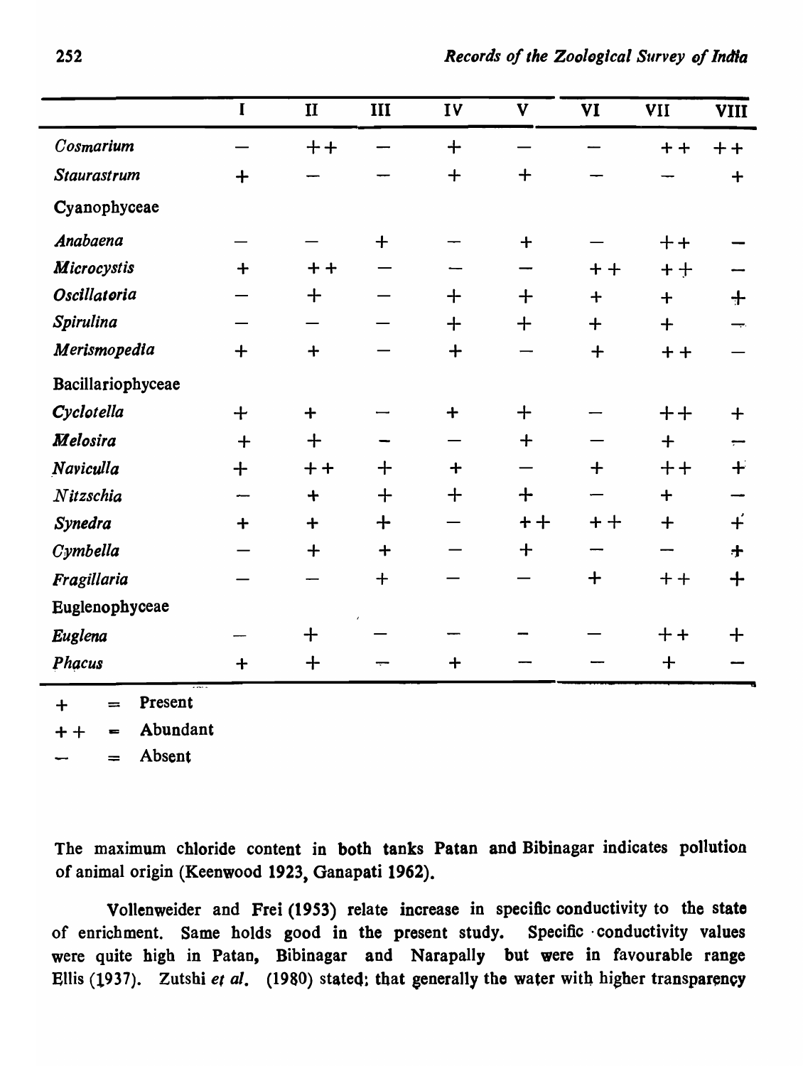| | I | II | III | IV | V | VI | VII | VIII |
|---|---|---|---|---|---|---|---|---|
| *Cosmarium* | — | ++ | — | + | — | — | ++ | ++ |
| *Staurastrum* | + | — | — | + | + | — | — | + |
| Cyanophyceae | | | | | | | | |
| *Anabaena* | — | — | + | — | + | — | ++ | — |
| *Microcystis* | + | ++ | — | — | — | ++ | ++ | — |
| *Oscillatoria* | — | + | — | + | + | + | + | + |
| *Spirulina* | — | — | — | + | + | + | + | — |
| *Merismopedia* | + | + | — | + | — | + | ++ | — |
| Bacillariophyceae | | | | | | | | |
| *Cyclotella* | + | + | — | + | + | — | ++ | + |
| *Melosira* | + | + | — | — | + | — | + | — |
| *Naviculla* | + | ++ | + | + | — | + | ++ | + |
| *Nitzschia* | — | + | + | + | + | — | + | — |
| *Synedra* | + | + | + | — | ++ | ++ | + | + |
| *Cymbella* | — | + | + | — | + | — | — | + |
| *Fragillaria* | — | — | + | — | — | + | ++ | + |
| Euglenophyceae | | | | | | | | |
| *Euglena* | — | + | — | — | — | — | ++ | + |
| *Phacus* | + | + | — | + | — | — | + | — |

\+ = Present

++ = Abundant

— = Absent

The maximum chloride content in both tanks Patan and Bibinagar indicates pollution of animal origin (Keenwood 1923, Ganapati 1962).

Vollenweider and Frei (1953) relate increase in specific conductivity to the state of enrichment. Same holds good in the present study. Specific conductivity values were quite high in Patan, Bibinagar and Narapally but were in favourable range Ellis (1937). Zutshi *et al.* (1980) stated; that generally the water with higher transparency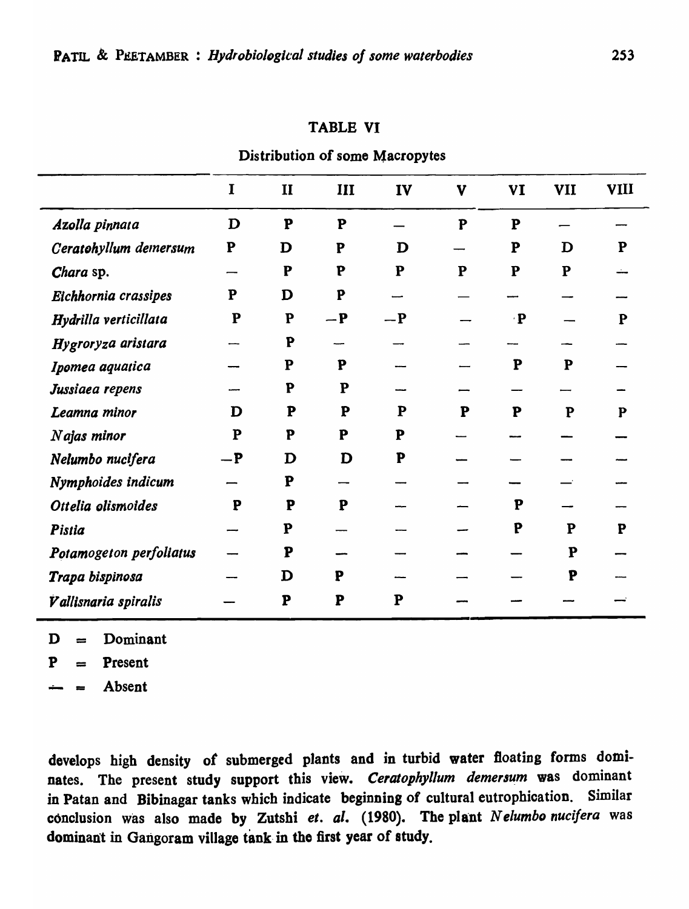TABLE VI

Distribution of some Macropytes

| | I | II | III | IV | V | VI | VII | VIII |
|---|---|---|---|---|---|---|---|---|
| *Azolla pinnata* | D | P | P | — | P | P | — | — |
| *Ceratohyllum demersum* | P | D | P | D | — | P | D | P |
| *Chara* sp. | — | P | P | P | P | P | P | — |
| *Eichhornia crassipes* | P | D | P | — | — | — | — | — |
| *Hydrilla verticillata* | P | P | —P | —P | — | P | — | P |
| *Hygroryza aristara* | — | P | — | — | — | — | — | — |
| *Ipomea aquatica* | — | P | P | — | — | P | P | — |
| *Jussiaea repens* | — | P | P | — | — | — | — | — |
| *Leamna minor* | D | P | P | P | P | P | P | P |
| *Najas minor* | P | P | P | P | — | — | — | — |
| *Nelumbo nucifera* | —P | D | D | P | — | — | — | — |
| *Nymphoides indicum* | — | P | — | — | — | — | — | — |
| *Ottelia olismoides* | P | P | P | — | — | P | — | — |
| *Pistia* | — | P | — | — | — | P | P | P |
| *Potamogeton perfoliatus* | — | P | — | — | — | — | P | — |
| *Trapa bispinosa* | — | D | P | — | — | — | P | — |
| *Vallisnaria spiralis* | — | P | P | P | — | — | — | — |

D = Dominant

P = Present

— = Absent

develops high density of submerged plants and in turbid water floating forms dominates. The present study support this view. *Ceratophyllum demersum* was dominant in Patan and Bibinagar tanks which indicate beginning of cultural eutrophication. Similar conclusion was also made by Zutshi *et. al.* (1980). The plant *Nelumbo nucifera* was dominant in Gangoram village tank in the first year of study.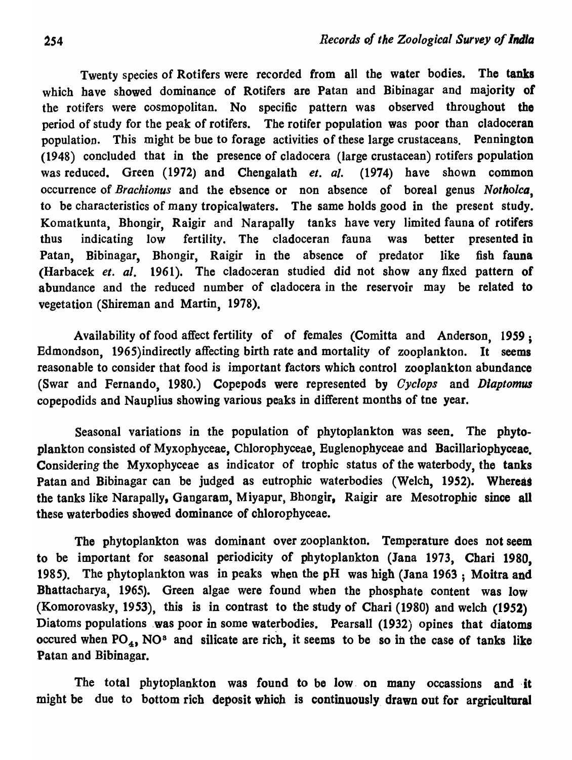Twenty species of Rotifers were recorded from all the water bodies. The tanks which have showed dominance of Rotifers are Patan and Bibinagar and majority of the rotifers were cosmopolitan. No specific pattern was observed throughout the period of study for the peak of rotifers. The rotifer population was poor than cladoceran population. This might be bue to forage activities of these large crustaceans. Pennington (1948) concluded that in the presence of cladocera (large crustacean) rotifers population was reduced. Green (1972) and Chengalath *et. al.* (1974) have shown common occurrence of *Brachionus* and the ebsence or non absence of boreal genus *Notholca*, to be characteristics of many tropicalwaters. The same holds good in the present study. Komatkunta, Bhongir, Raigir and Narapally tanks have very limited fauna of rotifers thus indicating low fertility. The cladoceran fauna was better presented in Patan, Bibinagar, Bhongir, Raigir in the absence of predator like fish fauna (Harbacek *et. al.* 1961). The cladoceran studied did not show any fixed pattern of abundance and the reduced number of cladocera in the reservoir may be related to vegetation (Shireman and Martin, 1978).

Availability of food affect fertility of of females (Comitta and Anderson, 1959; Edmondson, 1965)indirectly affecting birth rate and mortality of zooplankton. It seems reasonable to consider that food is important factors which control zooplankton abundance (Swar and Fernando, 1980.) Copepods were represented by *Cyclops* and *Diaptomus* copepodids and Nauplius showing various peaks in different months of tne year.

Seasonal variations in the population of phytoplankton was seen. The phytoplankton consisted of Myxophyceae, Chlorophyceae, Euglenophyceae and Bacillariophyceae. Considering the Myxophyceae as indicator of trophic status of the waterbody, the tanks Patan and Bibinagar can be judged as eutrophic waterbodies (Welch, 1952). Whereas the tanks like Narapally, Gangaram, Miyapur, Bhongir, Raigir are Mesotrophic since all these waterbodies showed dominance of chlorophyceae.

The phytoplankton was dominant over zooplankton. Temperature does not seem to be important for seasonal periodicity of phytoplankton (Jana 1973, Chari 1980, 1985). The phytoplankton was in peaks when the pH was high (Jana 1963; Moitra and Bhattacharya, 1965). Green algae were found when the phosphate content was low (Komorovasky, 1953), this is in contrast to the study of Chari (1980) and welch (1952) Diatoms populations was poor in some waterbodies. Pearsall (1932) opines that diatoms occured when $PO_4$, $NO^3$ and silicate are rich, it seems to be so in the case of tanks like Patan and Bibinagar.

The total phytoplankton was found to be low on many occassions and it might be due to bottom rich deposit which is continuously drawn out for argricultural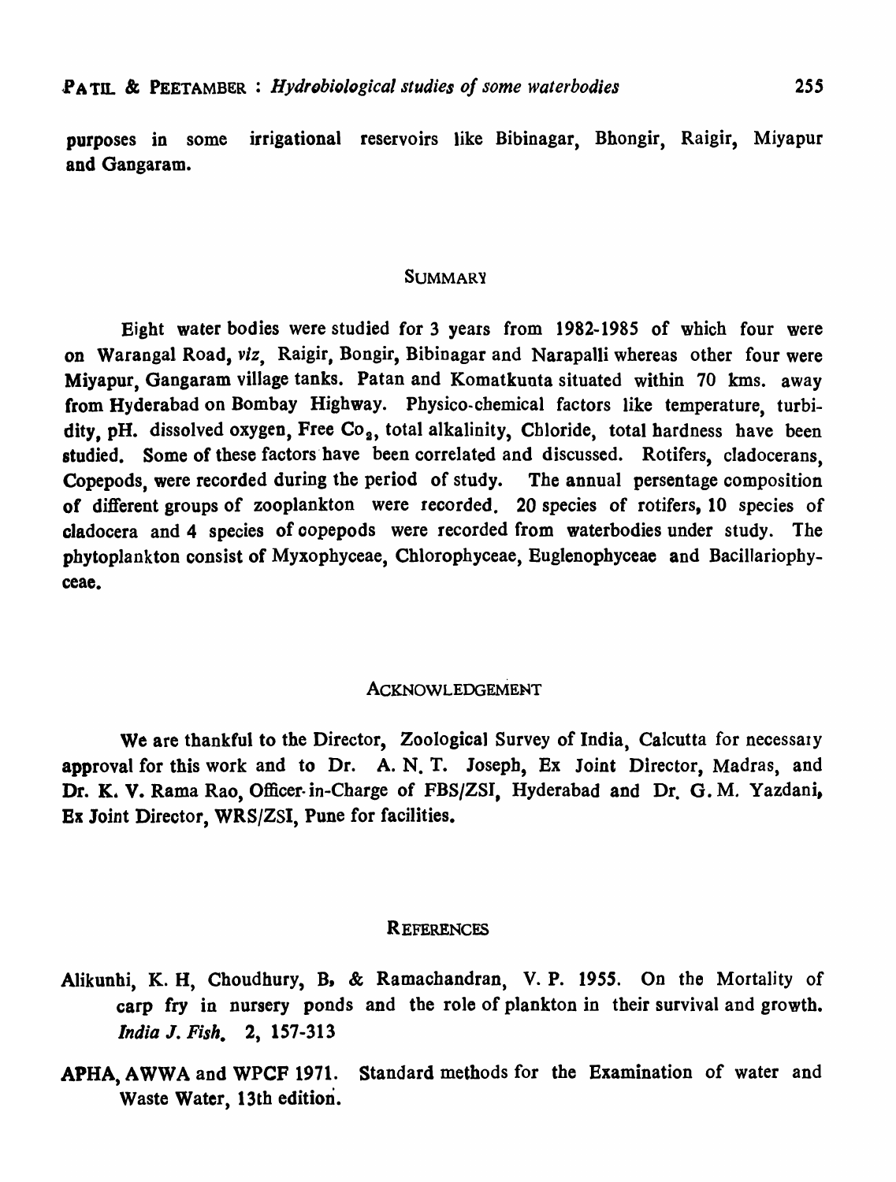purposes in some irrigational reservoirs like Bibinagar, Bhongir, Raigir, Miyapur and Gangaram.

## SUMMARY

Eight water bodies were studied for 3 years from 1982-1985 of which four were on Warangal Road, *viz*, Raigir, Bongir, Bibinagar and Narapalli whereas other four were Miyapur, Gangaram village tanks. Patan and Komatkunta situated within 70 kms. away from Hyderabad on Bombay Highway. Physico-chemical factors like temperature, turbidity, pH. dissolved oxygen, Free $Co_2$, total alkalinity, Chloride, total hardness have been studied. Some of these factors have been correlated and discussed. Rotifers, cladocerans, Copepods, were recorded during the period of study. The annual persentage composition of different groups of zooplankton were recorded. 20 species of rotifers, 10 species of cladocera and 4 species of copepods were recorded from waterbodies under study. The phytoplankton consist of Myxophyceae, Chlorophyceae, Euglenophyceae and Bacillariophyceae.

## ACKNOWLEDGEMENT

We are thankful to the Director, Zoological Survey of India, Calcutta for necessary approval for this work and to Dr. A. N. T. Joseph, Ex Joint Director, Madras, and Dr. K. V. Rama Rao, Officer-in-Charge of FBS/ZSI, Hyderabad and Dr. G. M. Yazdani, Ex Joint Director, WRS/ZSI, Pune for facilities.

## REFERENCES

Alikunhi, K. H, Choudhury, B. & Ramachandran, V. P. 1955. On the Mortality of carp fry in nursery ponds and the role of plankton in their survival and growth. *India J. Fish.* 2, 157-313

APHA, AWWA and WPCF 1971. Standard methods for the Examination of water and Waste Water, 13th edition.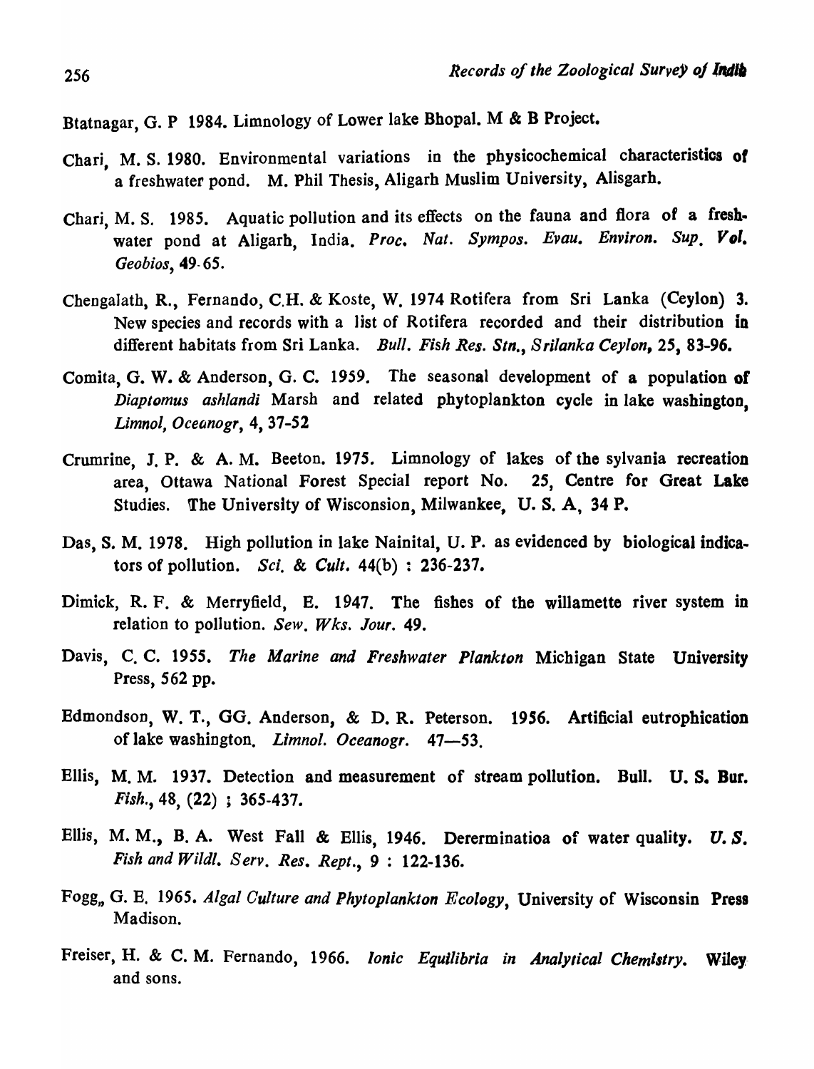Btatnagar, G. P 1984. Limnology of Lower lake Bhopal. M & B Project.

Chari, M. S. 1980. Environmental variations in the physicochemical characteristics of a freshwater pond. M. Phil Thesis, Aligarh Muslim University, Alisgarh.

Chari, M. S. 1985. Aquatic pollution and its effects on the fauna and flora of a freshwater pond at Aligarh, India. *Proc. Nat. Sympos. Evau. Environ. Sup. Vol. Geobios*, 49-65.

Chengalath, R., Fernando, C.H. & Koste, W. 1974 Rotifera from Sri Lanka (Ceylon) 3. New species and records with a list of Rotifera recorded and their distribution in different habitats from Sri Lanka. *Bull. Fish Res. Stn., Srilanka Ceylon*, 25, 83-96.

Comita, G. W. & Anderson, G. C. 1959. The seasonal development of a population of *Diaptomus ashlandi* Marsh and related phytoplankton cycle in lake washington, *Limnol, Oceanogr*, 4, 37-52

Crumrine, J. P. & A. M. Beeton. 1975. Limnology of lakes of the sylvania recreation area, Ottawa National Forest Special report No. 25, Centre for Great Lake Studies. The University of Wisconsion, Milwankee, U. S. A, 34 P.

Das, S. M. 1978. High pollution in lake Nainital, U. P. as evidenced by biological indicators of pollution. *Sci. & Cult.* 44(b) : 236-237.

Dimick, R. F. & Merryfield, E. 1947. The fishes of the willamette river system in relation to pollution. *Sew. Wks. Jour.* 49.

Davis, C. C. 1955. *The Marine and Freshwater Plankton* Michigan State University Press, 562 pp.

Edmondson, W. T., GG. Anderson, & D. R. Peterson. 1956. Artificial eutrophication of lake washington. *Limnol. Oceanogr.* 47—53.

Ellis, M. M. 1937. Detection and measurement of stream pollution. Bull. U. S. Bur. *Fish.*, 48, (22) ; 365-437.

Ellis, M. M., B. A. West Fall & Ellis, 1946. Dererminatioa of water quality. *U. S. Fish and Wildl. Serv. Res. Rept.*, 9 : 122-136.

Fogg,, G. E. 1965. *Algal Culture and Phytoplankton Ecology*, University of Wisconsin Press Madison.

Freiser, H. & C. M. Fernando, 1966. *Ionic Equilibria in Analytical Chemistry.* Wiley and sons.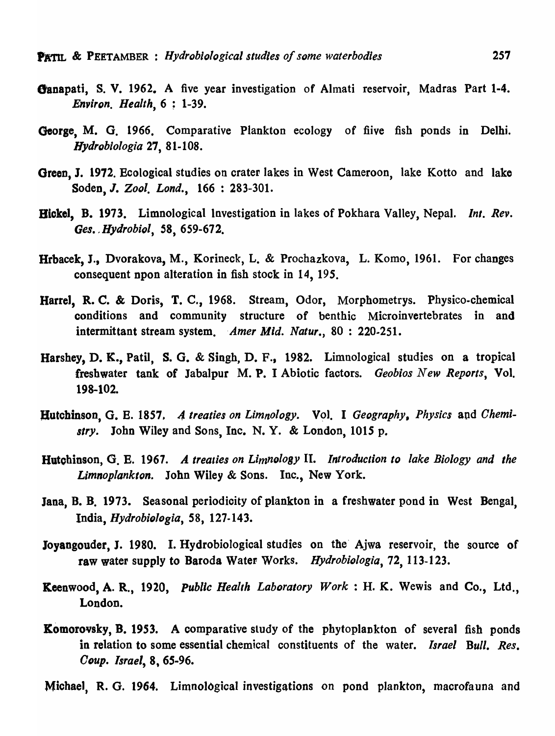**Ganapati**, S. V. 1962. A five year investigation of Almati reservoir, Madras Part 1-4. *Environ. Health*, 6 : 1-39.

**George**, M. G. 1966. Comparative Plankton ecology of fiive fish ponds in Delhi. *Hydrobiologia* 27, 81-108.

**Green**, J. 1972. Ecological studies on crater lakes in West Cameroon, lake Kotto and lake Soden, *J. Zool. Lond.*, 166 : 283-301.

**Hickel**, B. 1973. Limnological Investigation in lakes of Pokhara Valley, Nepal. *Int. Rev. Ges.. Hydrobiol*, 58, 659-672.

**Hrbacek**, J., Dvorakova, M., Korineck, L. & Prochazkova, L. Komo, 1961. For changes consequent npon alteration in fish stock in 14, 195.

**Harrel**, R. C. & Doris, T. C., 1968. Stream, Odor, Morphometrys. Physico-chemical conditions and community structure of benthic Microinvertebrates in and intermittant stream system. *Amer Mid. Natur.*, 80 : 220-251.

**Harshey**, D. K., Patil, S. G. & Singh, D. F., 1982. Limnological studies on a tropical freshwater tank of Jabalpur M. P. I Abiotic factors. *Geobios New Reports*, Vol. 198-102.

**Hutchinson**, G. E. 1857. *A treaties on Limnology*. Vol. I *Geography, Physics* and *Chemistry*. John Wiley and Sons, Inc. N. Y. & London, 1015 p.

**Hutchinson**, G. E. 1967. *A treaties on Limnology* II. *Introduction to lake Biology and the Limnoplankton*. John Wiley & Sons. Inc., New York.

**Jana**, B. B. 1973. Seasonal periodicity of plankton in a freshwater pond in West Bengal, India, *Hydrobiologia*, 58, 127-143.

**Joyangouder**, J. 1980. I. Hydrobiological studies on the Ajwa reservoir, the source of raw water supply to Baroda Water Works. *Hydrobiologia*, 72, 113-123.

**Keenwood**, A. R., 1920, *Public Health Laboratory Work* : H. K. Wewis and Co., Ltd., London.

**Komorovsky**, B. 1953. A comparative study of the phytoplankton of several fish ponds in relation to some essential chemical constituents of the water. *Israel Bull. Res. Coup. Israel*, 8, 65-96.

**Michael**, R. G. 1964. Limnological investigations on pond plankton, macrofauna and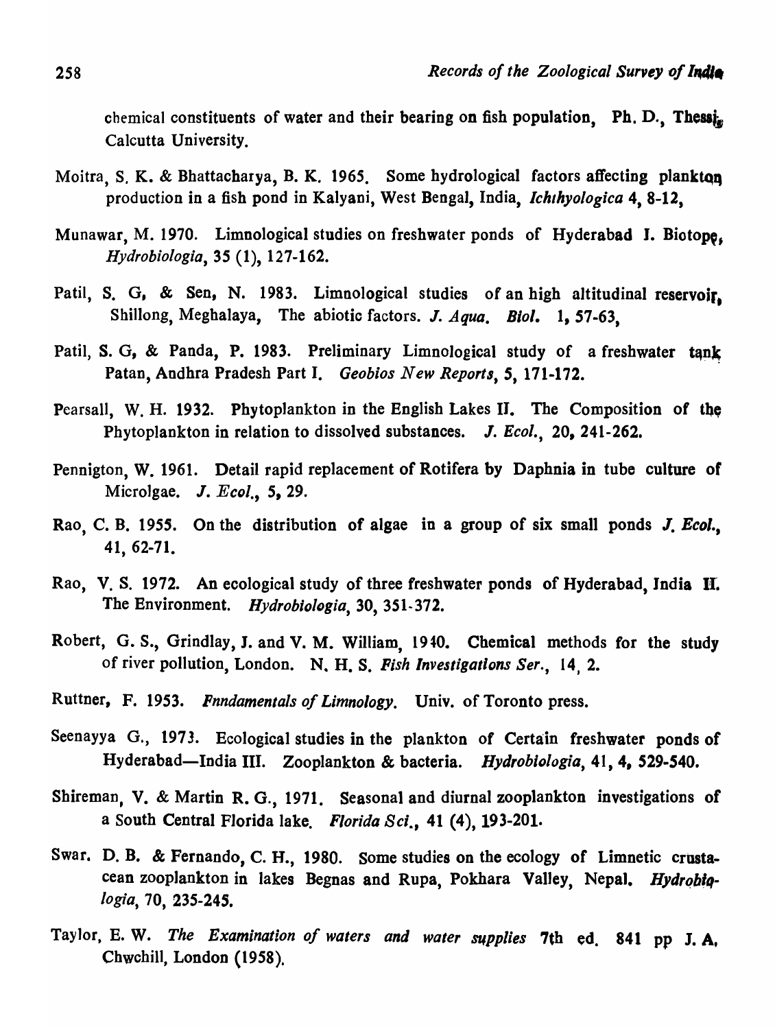chemical constituents of water and their bearing on fish population, Ph. D., Thesis, Calcutta University.

Moitra, S. K. & Bhattacharya, B. K. 1965. Some hydrological factors affecting plankton production in a fish pond in Kalyani, West Bengal, India, *Ichthyologica* 4, 8-12,

Munawar, M. 1970. Limnological studies on freshwater ponds of Hyderabad I. Biotope, *Hydrobiologia*, 35 (1), 127-162.

Patil, S. G, & Sen, N. 1983. Limnological studies of an high altitudinal reservoir, Shillong, Meghalaya, The abiotic factors. *J. Aqua. Biol.* 1, 57-63,

Patil, S. G, & Panda, P. 1983. Preliminary Limnological study of a freshwater tank Patan, Andhra Pradesh Part I. *Geobios New Reports*, 5, 171-172.

Pearsall, W. H. 1932. Phytoplankton in the English Lakes II. The Composition of the Phytoplankton in relation to dissolved substances. *J. Ecol.*, 20, 241-262.

Pennigton, W. 1961. Detail rapid replacement of Rotifera by Daphnia in tube culture of Microlgae. *J. Ecol.*, 5, 29.

Rao, C. B. 1955. On the distribution of algae in a group of six small ponds *J. Ecol.*, 41, 62-71.

Rao, V. S. 1972. An ecological study of three freshwater ponds of Hyderabad, India II. The Environment. *Hydrobiologia*, 30, 351-372.

Robert, G. S., Grindlay, J. and V. M. William, 1940. Chemical methods for the study of river pollution, London. N. H. S. *Fish Investigations Ser.*, 14, 2.

Ruttner, F. 1953. *Fnndamentals of Limnology*. Univ. of Toronto press.

Seenayya G., 1973. Ecological studies in the plankton of Certain freshwater ponds of Hyderabad—India III. Zooplankton & bacteria. *Hydrobiologia*, 41, 4, 529-540.

Shireman, V. & Martin R. G., 1971. Seasonal and diurnal zooplankton investigations of a South Central Florida lake. *Florida Sci.*, 41 (4), 193-201.

Swar. D. B. & Fernando, C. H., 1980. Some studies on the ecology of Limnetic crustacean zooplankton in lakes Begnas and Rupa, Pokhara Valley, Nepal. *Hydrobiologia*, 70, 235-245.

Taylor, E. W. *The Examination of waters and water supplies* 7th ed. 841 pp J. A. Chwchill, London (1958).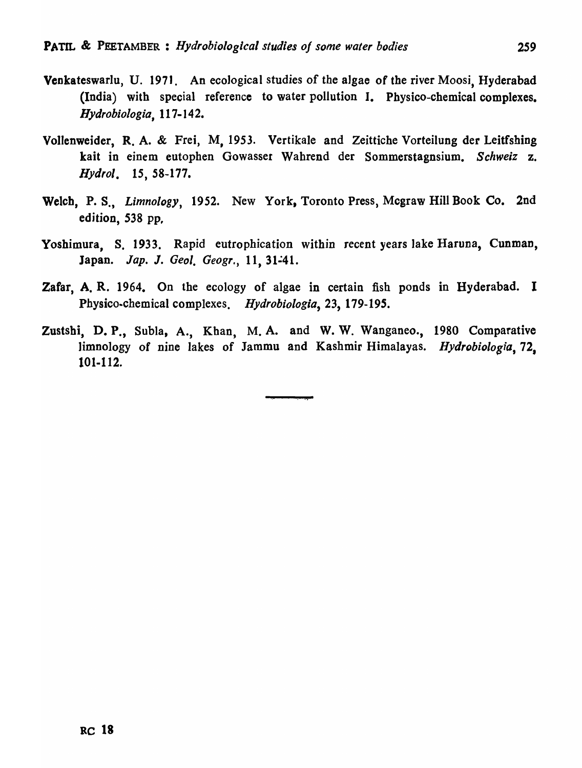Venkateswarlu, U. 1971. An ecological studies of the algae of the river Moosi, Hyderabad (India) with special reference to water pollution I. Physico-chemical complexes. *Hydrobiologia*, 117-142.

Vollenweider, R. A. & Frei, M, 1953. Vertikale and Zeittiche Vorteilung der Leitfshing kait in einem eutophen Gowasser Wahrend der Sommerstagnsium. *Schweiz* z. *Hydrol*. 15, 58-177.

Welch, P. S., *Limnology*, 1952. New York, Toronto Press, Mcgraw Hill Book Co. 2nd edition, 538 pp.

Yoshimura, S. 1933. Rapid eutrophication within recent years lake Haruna, Cunman, Japan. *Jap. J. Geol. Geogr.*, 11, 31-41.

Zafar, A. R. 1964. On the ecology of algae in certain fish ponds in Hyderabad. I Physico-chemical complexes. *Hydrobiologia*, 23, 179-195.

Zustshi, D. P., Subla, A., Khan, M. A. and W. W. Wanganeo., 1980 Comparative limnology of nine lakes of Jammu and Kashmir Himalayas. *Hydrobiologia*, 72, 101-112.

RC 18